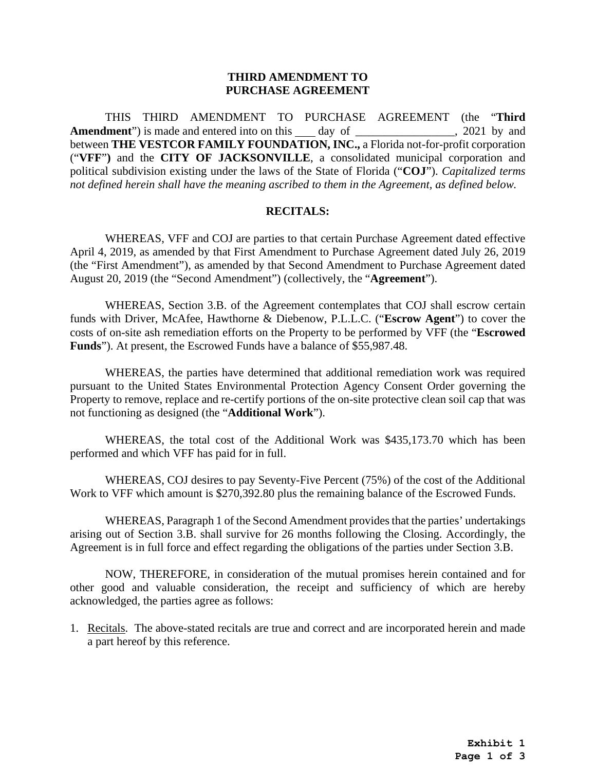# THIRD AMENDMENT TO PURCHASE AGREEMENT

THIS THIRD AMENDMENT TO PURCHASE AGREEMENT (the "**Third Amendment**") is made and entered into on this ___ day of _________________, 2021 by and between **THE VESTCOR FAMILY FOUNDATION, INC.,** a Florida not-for-profit corporation ("**VFF**") and the **CITY OF JACKSONVILLE**, a consolidated municipal corporation and political subdivision existing under the laws of the State of Florida ("**COJ**"). *Capitalized terms not defined herein shall have the meaning ascribed to them in the Agreement, as defined below.*

## RECITALS:

WHEREAS, VFF and COJ are parties to that certain Purchase Agreement dated effective April 4, 2019, as amended by that First Amendment to Purchase Agreement dated July 26, 2019 (the "First Amendment"), as amended by that Second Amendment to Purchase Agreement dated August 20, 2019 (the "Second Amendment") (collectively, the "**Agreement**").

WHEREAS, Section 3.B. of the Agreement contemplates that COJ shall escrow certain funds with Driver, McAfee, Hawthorne & Diebenow, P.L.L.C. ("**Escrow Agent**") to cover the costs of on-site ash remediation efforts on the Property to be performed by VFF (the "**Escrowed Funds**"). At present, the Escrowed Funds have a balance of $55,987.48.

WHEREAS, the parties have determined that additional remediation work was required pursuant to the United States Environmental Protection Agency Consent Order governing the Property to remove, replace and re-certify portions of the on-site protective clean soil cap that was not functioning as designed (the "**Additional Work**").

WHEREAS, the total cost of the Additional Work was $435,173.70 which has been performed and which VFF has paid for in full.

WHEREAS, COJ desires to pay Seventy-Five Percent (75%) of the cost of the Additional Work to VFF which amount is $270,392.80 plus the remaining balance of the Escrowed Funds.

WHEREAS, Paragraph 1 of the Second Amendment provides that the parties' undertakings arising out of Section 3.B. shall survive for 26 months following the Closing. Accordingly, the Agreement is in full force and effect regarding the obligations of the parties under Section 3.B.

NOW, THEREFORE, in consideration of the mutual promises herein contained and for other good and valuable consideration, the receipt and sufficiency of which are hereby acknowledged, the parties agree as follows:

1. Recitals. The above-stated recitals are true and correct and are incorporated herein and made a part hereof by this reference.

**Exhibit 1**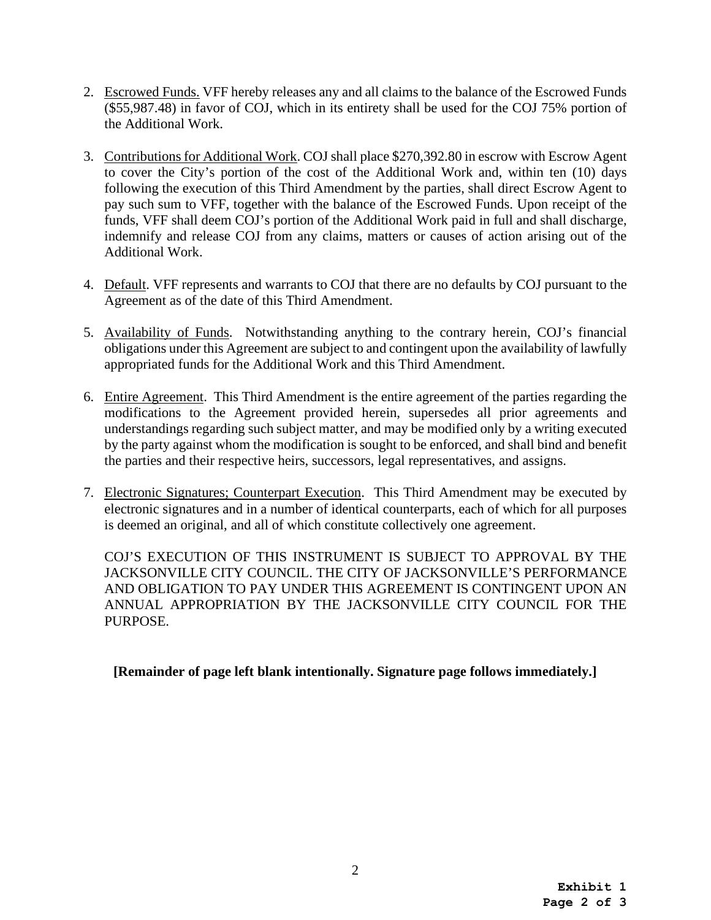2. <u>Escrowed Funds.</u> VFF hereby releases any and all claims to the balance of the Escrowed Funds ($55,987.48) in favor of COJ, which in its entirety shall be used for the COJ 75% portion of the Additional Work.

3. <u>Contributions for Additional Work</u>. COJ shall place $270,392.80 in escrow with Escrow Agent to cover the City's portion of the cost of the Additional Work and, within ten (10) days following the execution of this Third Amendment by the parties, shall direct Escrow Agent to pay such sum to VFF, together with the balance of the Escrowed Funds. Upon receipt of the funds, VFF shall deem COJ's portion of the Additional Work paid in full and shall discharge, indemnify and release COJ from any claims, matters or causes of action arising out of the Additional Work.

4. <u>Default</u>. VFF represents and warrants to COJ that there are no defaults by COJ pursuant to the Agreement as of the date of this Third Amendment.

5. <u>Availability of Funds</u>. Notwithstanding anything to the contrary herein, COJ's financial obligations under this Agreement are subject to and contingent upon the availability of lawfully appropriated funds for the Additional Work and this Third Amendment.

6. <u>Entire Agreement</u>. This Third Amendment is the entire agreement of the parties regarding the modifications to the Agreement provided herein, supersedes all prior agreements and understandings regarding such subject matter, and may be modified only by a writing executed by the party against whom the modification is sought to be enforced, and shall bind and benefit the parties and their respective heirs, successors, legal representatives, and assigns.

7. <u>Electronic Signatures; Counterpart Execution</u>. This Third Amendment may be executed by electronic signatures and in a number of identical counterparts, each of which for all purposes is deemed an original, and all of which constitute collectively one agreement.

   COJ'S EXECUTION OF THIS INSTRUMENT IS SUBJECT TO APPROVAL BY THE JACKSONVILLE CITY COUNCIL. THE CITY OF JACKSONVILLE'S PERFORMANCE AND OBLIGATION TO PAY UNDER THIS AGREEMENT IS CONTINGENT UPON AN ANNUAL APPROPRIATION BY THE JACKSONVILLE CITY COUNCIL FOR THE PURPOSE.

**[Remainder of page left blank intentionally. Signature page follows immediately.]**

**Exhibit 1**
**Page 2 of 3**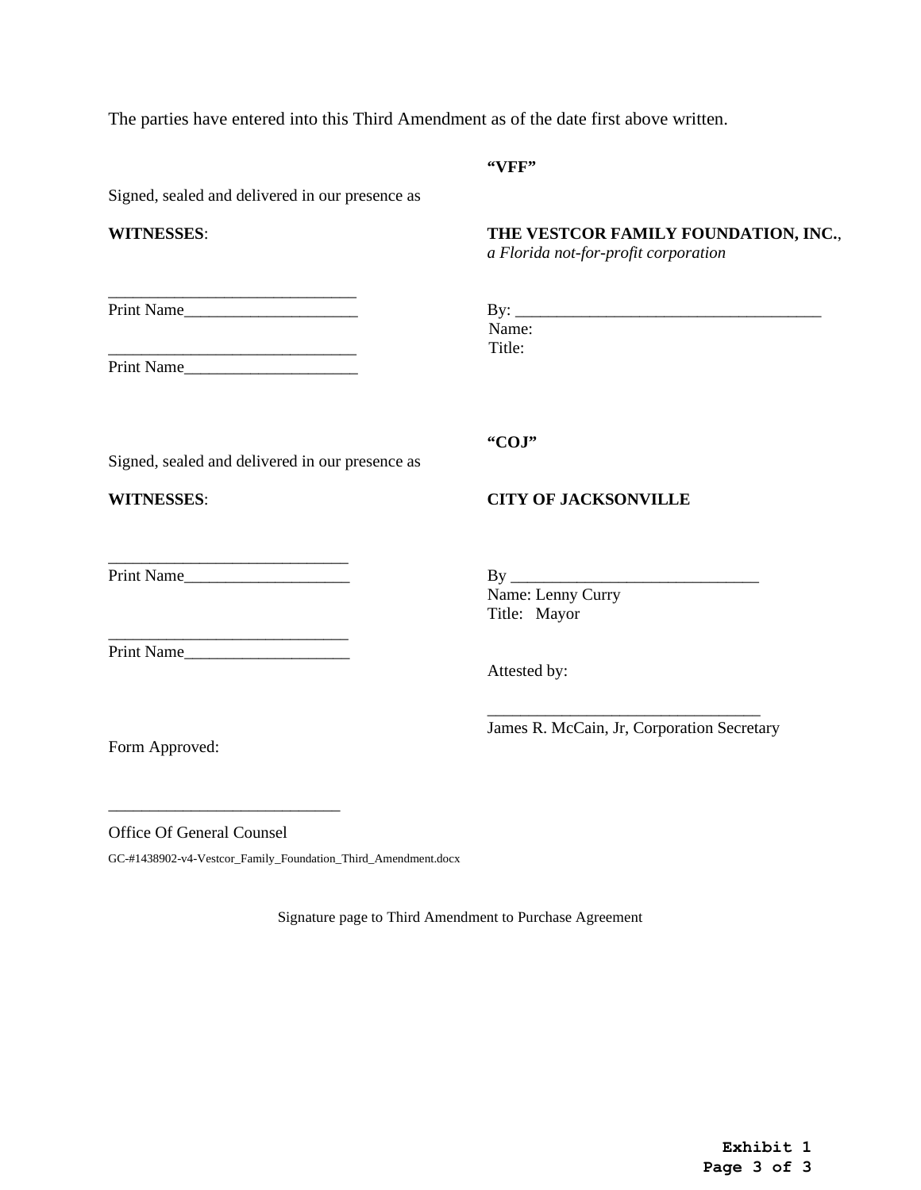The parties have entered into this Third Amendment as of the date first above written.

**"VFF"**

Signed, sealed and delivered in our presence as

**WITNESSES**:

______________________________
Print Name____________________

______________________________
Print Name____________________

**THE VESTCOR FAMILY FOUNDATION, INC.**,
*a Florida not-for-profit corporation*

By: ____________________________________
Name:
Title:

**"COJ"**

Signed, sealed and delivered in our presence as

**WITNESSES**:

______________________________
Print Name____________________

______________________________
Print Name____________________

**CITY OF JACKSONVILLE**

By ______________________________
Name: Lenny Curry
Title: Mayor

Attested by:

_________________________________
James R. McCain, Jr, Corporation Secretary

Form Approved:

____________________________
Office Of General Counsel

GC-#1438902-v4-Vestcor_Family_Foundation_Third_Amendment.docx

Signature page to Third Amendment to Purchase Agreement

**Exhibit 1**